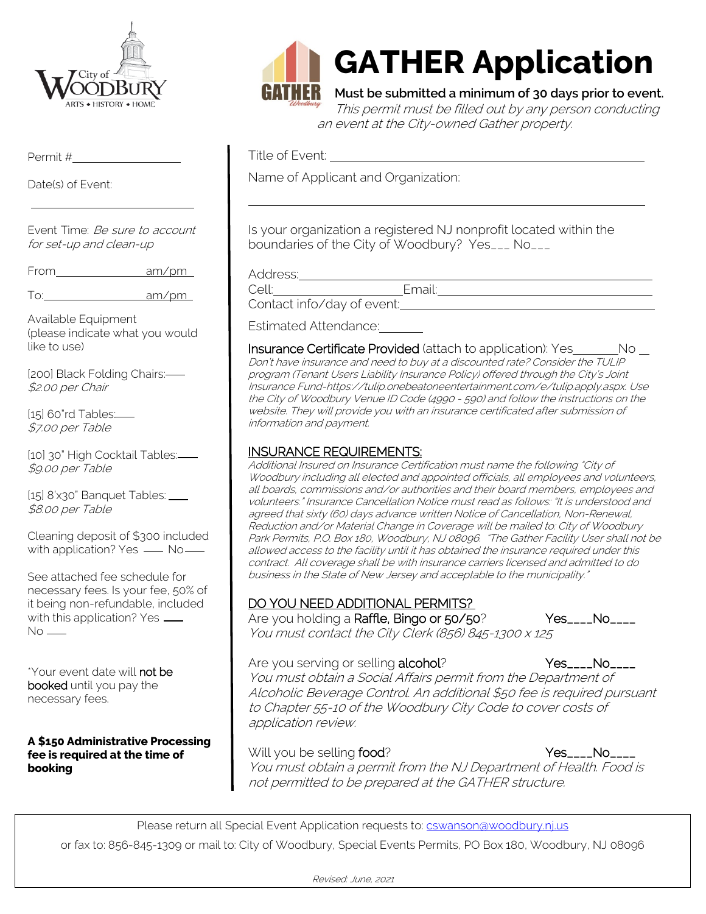# GATHER Application

**Must be submitted a minimum of 30 days prior to event.**

*This permit must be filled out by any person conducting an event at the City-owned Gather property.*

Permit #\_\_\_\_\_\_\_\_\_\_\_\_\_\_\_\_

Date(s) of Event:

\_\_\_\_\_\_\_\_\_\_\_\_\_\_\_\_\_\_\_\_\_\_

Event Time: *Be sure to account for set-up and clean-up*

From\_\_\_\_\_\_\_\_\_\_\_\_\_\_\_ am/pm

To:\_\_\_\_\_\_\_\_\_\_\_\_\_\_\_\_\_ am/pm

Available Equipment (please indicate what you would like to use)

[200] Black Folding Chairs:\_\_\_\_
*$2.00 per Chair*

[15] 60"rd Tables:\_\_\_\_
*$7.00 per Table*

[10] 30" High Cocktail Tables:\_\_\_\_
*$9.00 per Table*

[15] 8'x30" Banquet Tables: \_\_\_\_
*$8.00 per Table*

Cleaning deposit of $300 included with application? Yes \_\_\_\_ No\_\_\_\_

See attached fee schedule for necessary fees. Is your fee, 50% of it being non-refundable, included with this application? Yes \_\_\_\_ No \_\_\_\_

*Your event date will **not be booked** until you pay the necessary fees.

**A $150 Administrative Processing fee is required at the time of booking**

Title of Event: \_\_\_\_\_\_\_\_\_\_\_\_\_\_\_\_\_\_\_\_\_\_\_\_\_\_\_\_\_\_\_\_\_\_\_\_\_\_\_\_

Name of Applicant and Organization:

\_\_\_\_\_\_\_\_\_\_\_\_\_\_\_\_\_\_\_\_\_\_\_\_\_\_\_\_\_\_\_\_\_\_\_\_\_\_\_\_\_\_\_\_\_\_\_\_

Is your organization a registered NJ nonprofit located within the boundaries of the City of Woodbury? Yes\_\_\_ No\_\_\_

Address:\_\_\_\_\_\_\_\_\_\_\_\_\_\_\_\_\_\_\_\_\_\_\_\_\_\_\_\_\_\_\_\_\_\_\_\_\_\_\_\_\_\_\_\_
Cell:\_\_\_\_\_\_\_\_\_\_\_\_\_\_\_\_\_\_\_\_Email:\_\_\_\_\_\_\_\_\_\_\_\_\_\_\_\_\_\_\_\_\_\_\_\_
Contact info/day of event:\_\_\_\_\_\_\_\_\_\_\_\_\_\_\_\_\_\_\_\_\_\_\_\_\_\_\_\_\_\_\_\_

Estimated Attendance:\_\_\_\_\_\_\_

Insurance Certificate Provided (attach to application): Yes\_\_\_\_\_\_\_No \_\_

*Don't have insurance and need to buy at a discounted rate? Consider the TULIP program (Tenant Users Liability Insurance Policy) offered through the City's Joint Insurance Fund-https://tulip.onebeatoneentertainment.com/e/tulip.apply.aspx. Use the City of Woodbury Venue ID Code (4990 - 590) and follow the instructions on the website. They will provide you with an insurance certificated after submission of information and payment.*

## INSURANCE REQUIREMENTS:

*Additional Insured on Insurance Certification must name the following "City of Woodbury including all elected and appointed officials, all employees and volunteers, all boards, commissions and/or authorities and their board members, employees and volunteers." Insurance Cancellation Notice must read as follows: "It is understood and agreed that sixty (60) days advance written Notice of Cancellation, Non-Renewal, Reduction and/or Material Change in Coverage will be mailed to: City of Woodbury Park Permits, P.O. Box 180, Woodbury, NJ 08096. "The Gather Facility User shall not be allowed access to the facility until it has obtained the insurance required under this contract. All coverage shall be with insurance carriers licensed and admitted to do business in the State of New Jersey and acceptable to the municipality."*

## DO YOU NEED ADDITIONAL PERMITS?

Are you holding a Raffle, Bingo or 50/50? Yes\_\_\_\_No\_\_\_\_
*You must contact the City Clerk (856) 845-1300 x 125*

Are you serving or selling alcohol? Yes\_\_\_\_No\_\_\_\_
*You must obtain a Social Affairs permit from the Department of Alcoholic Beverage Control. An additional $50 fee is required pursuant to Chapter 55-10 of the Woodbury City Code to cover costs of application review.*

Will you be selling food? Yes\_\_\_\_No\_\_\_\_
*You must obtain a permit from the NJ Department of Health. Food is not permitted to be prepared at the GATHER structure.*

Please return all Special Event Application requests to: cswanson@woodbury.nj.us

or fax to: 856-845-1309 or mail to: City of Woodbury, Special Events Permits, PO Box 180, Woodbury, NJ 08096

*Revised: June, 2021*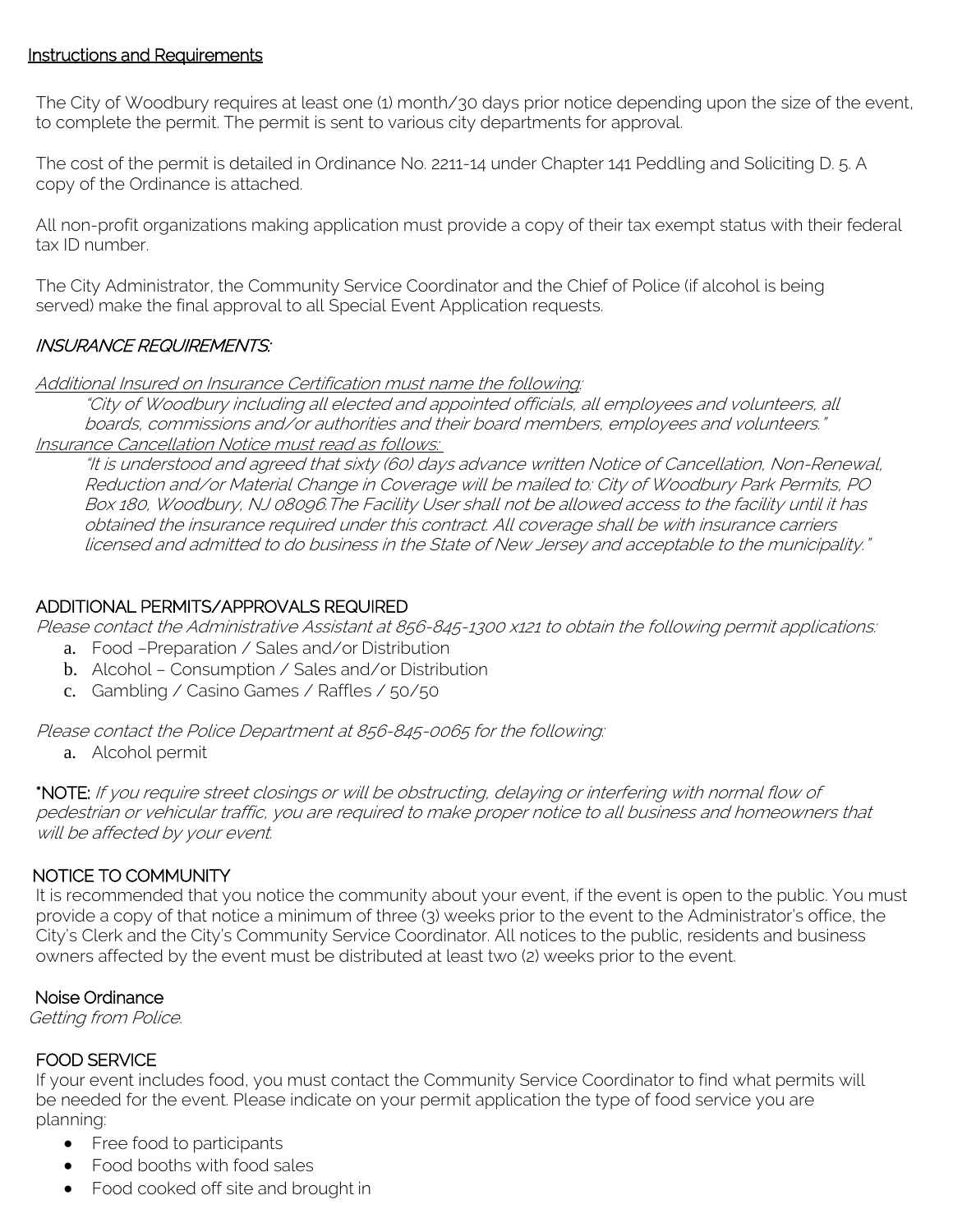## Instructions and Requirements

The City of Woodbury requires at least one (1) month/30 days prior notice depending upon the size of the event, to complete the permit. The permit is sent to various city departments for approval.

The cost of the permit is detailed in Ordinance No. 2211-14 under Chapter 141 Peddling and Soliciting D. 5. A copy of the Ordinance is attached.

All non-profit organizations making application must provide a copy of their tax exempt status with their federal tax ID number.

The City Administrator, the Community Service Coordinator and the Chief of Police (if alcohol is being served) make the final approval to all Special Event Application requests.

### *INSURANCE REQUIREMENTS:*

*Additional Insured on Insurance Certification must name the following:*

> *"City of Woodbury including all elected and appointed officials, all employees and volunteers, all boards, commissions and/or authorities and their board members, employees and volunteers."*

*Insurance Cancellation Notice must read as follows:*

> *"It is understood and agreed that sixty (60) days advance written Notice of Cancellation, Non-Renewal, Reduction and/or Material Change in Coverage will be mailed to: City of Woodbury Park Permits, PO Box 180, Woodbury, NJ 08096.The Facility User shall not be allowed access to the facility until it has obtained the insurance required under this contract. All coverage shall be with insurance carriers licensed and admitted to do business in the State of New Jersey and acceptable to the municipality."*

### ADDITIONAL PERMITS/APPROVALS REQUIRED

*Please contact the Administrative Assistant at 856-845-1300 x121 to obtain the following permit applications:*

a. Food –Preparation / Sales and/or Distribution
b. Alcohol – Consumption / Sales and/or Distribution
c. Gambling / Casino Games / Raffles / 50/50

*Please contact the Police Department at 856-845-0065 for the following:*

a. Alcohol permit

***NOTE:** *If you require street closings or will be obstructing, delaying or interfering with normal flow of pedestrian or vehicular traffic, you are required to make proper notice to all business and homeowners that will be affected by your event.*

### NOTICE TO COMMUNITY

It is recommended that you notice the community about your event, if the event is open to the public. You must provide a copy of that notice a minimum of three (3) weeks prior to the event to the Administrator's office, the City's Clerk and the City's Community Service Coordinator. All notices to the public, residents and business owners affected by the event must be distributed at least two (2) weeks prior to the event.

### Noise Ordinance

*Getting from Police.*

### FOOD SERVICE

If your event includes food, you must contact the Community Service Coordinator to find what permits will be needed for the event. Please indicate on your permit application the type of food service you are planning:

- Free food to participants
- Food booths with food sales
- Food cooked off site and brought in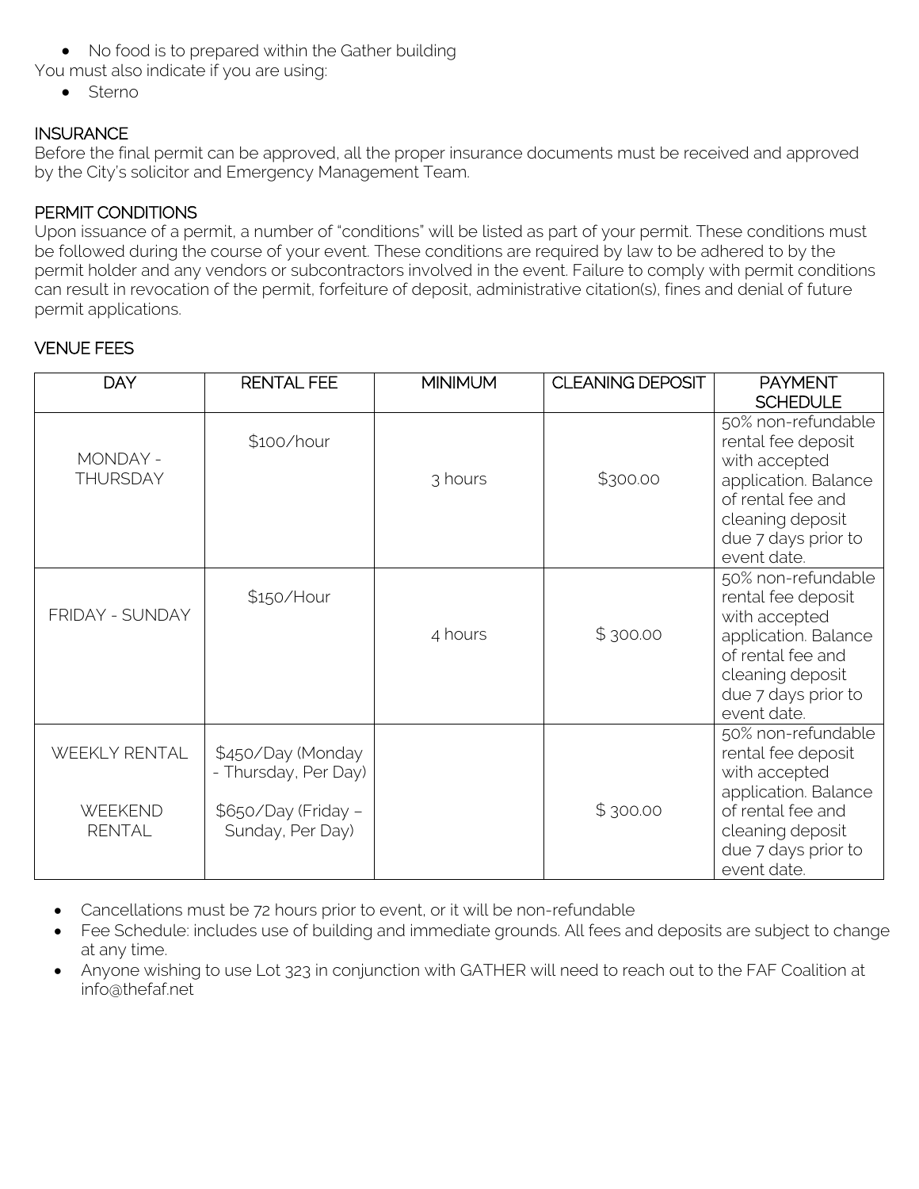- No food is to prepared within the Gather building

You must also indicate if you are using:

- Sterno

## INSURANCE

Before the final permit can be approved, all the proper insurance documents must be received and approved by the City's solicitor and Emergency Management Team.

## PERMIT CONDITIONS

Upon issuance of a permit, a number of "conditions" will be listed as part of your permit. These conditions must be followed during the course of your event. These conditions are required by law to be adhered to by the permit holder and any vendors or subcontractors involved in the event. Failure to comply with permit conditions can result in revocation of the permit, forfeiture of deposit, administrative citation(s), fines and denial of future permit applications.

## VENUE FEES

| DAY | RENTAL FEE | MINIMUM | CLEANING DEPOSIT | PAYMENT SCHEDULE |
|---|---|---|---|---|
| MONDAY - THURSDAY | $100/hour | 3 hours | $300.00 | 50% non-refundable rental fee deposit with accepted application. Balance of rental fee and cleaning deposit due 7 days prior to event date. |
| FRIDAY - SUNDAY | $150/Hour | 4 hours | $ 300.00 | 50% non-refundable rental fee deposit with accepted application. Balance of rental fee and cleaning deposit due 7 days prior to event date. |
| WEEKLY RENTAL<br><br>WEEKEND RENTAL | $450/Day (Monday - Thursday, Per Day)<br><br>$650/Day (Friday – Sunday, Per Day) | | $ 300.00 | 50% non-refundable rental fee deposit with accepted application. Balance of rental fee and cleaning deposit due 7 days prior to event date. |

- Cancellations must be 72 hours prior to event, or it will be non-refundable
- Fee Schedule: includes use of building and immediate grounds. All fees and deposits are subject to change at any time.
- Anyone wishing to use Lot 323 in conjunction with GATHER will need to reach out to the FAF Coalition at info@thefaf.net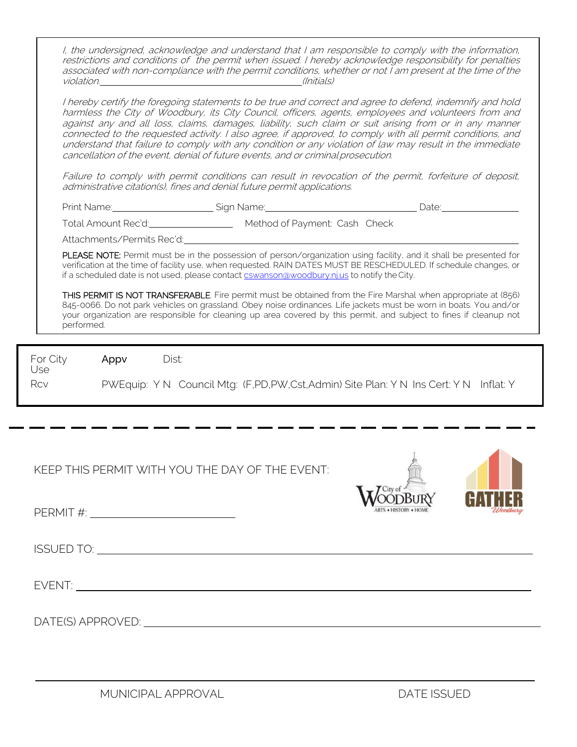*I, the undersigned, acknowledge and understand that I am responsible to comply with the information, restrictions and conditions of the permit when issued. I hereby acknowledge responsibility for penalties associated with non-compliance with the permit conditions, whether or not I am present at the time of the violation.*\_\_\_\_\_\_\_\_\_\_\_\_\_\_\_\_\_\_\_\_\_\_\_\_\_\_\_\_\_\_\_\_\_\_\_\_*(Initials)*

*I hereby certify the foregoing statements to be true and correct and agree to defend, indemnify and hold harmless the City of Woodbury, its City Council, officers, agents, employees and volunteers from and against any and all loss, claims, damages, liability, such claim or suit arising from or in any manner connected to the requested activity. I also agree, if approved, to comply with all permit conditions, and understand that failure to comply with any condition or any violation of law may result in the immediate cancellation of the event, denial of future events, and or criminal prosecution.*

*Failure to comply with permit conditions can result in revocation of the permit, forfeiture of deposit, administrative citation(s), fines and denial future permit applications.*

Print Name:\_\_\_\_\_\_\_\_\_\_\_\_\_\_\_\_\_\_\_\_ Sign Name:\_\_\_\_\_\_\_\_\_\_\_\_\_\_\_\_\_\_\_\_\_\_\_\_\_\_\_\_\_\_ Date:\_\_\_\_\_\_\_\_\_\_\_\_\_\_\_

Total Amount Rec'd:\_\_\_\_\_\_\_\_\_\_\_\_\_\_\_\_ Method of Payment: Cash Check

Attachments/Permits Rec'd:\_\_\_\_\_\_\_\_\_\_\_\_\_\_\_\_\_\_\_\_\_\_\_\_\_\_\_\_\_\_\_\_\_\_\_\_\_\_\_\_\_\_\_\_\_\_\_\_\_\_\_\_\_\_\_\_\_\_\_\_\_\_

PLEASE NOTE: Permit must be in the possession of person/organization using facility, and it shall be presented for verification at the time of facility use, when requested. RAIN DATES MUST BE RESCHEDULED. If schedule changes, or if a scheduled date is not used, please contact cswanson@woodbury.nj.us to notify the City.

THIS PERMIT IS NOT TRANSFERABLE. Fire permit must be obtained from the Fire Marshal when appropriate at (856) 845-0066. Do not park vehicles on grassland. Obey noise ordinances. Life jackets must be worn in boats. You and/or your organization are responsible for cleaning up area covered by this permit, and subject to fines if cleanup not performed.

For City Use &nbsp;&nbsp; Appv &nbsp;&nbsp; Dist:

Rcv &nbsp;&nbsp; PWEquip: Y N &nbsp; Council Mtg: (F,PD,PW,Cst,Admin) Site Plan: Y N &nbsp; Ins Cert: Y N &nbsp; Inflat: Y

---

KEEP THIS PERMIT WITH YOU THE DAY OF THE EVENT:

City of WOODBURY ARTS • HISTORY • HOME

GATHER Woodbury

PERMIT #: \_\_\_\_\_\_\_\_\_\_\_\_\_\_\_\_\_\_\_\_\_\_\_\_\_\_

ISSUED TO: \_\_\_\_\_\_\_\_\_\_\_\_\_\_\_\_\_\_\_\_\_\_\_\_\_\_\_\_\_\_\_\_\_\_\_\_\_\_\_\_\_\_\_\_\_\_\_\_\_\_\_\_\_\_\_\_\_\_\_\_\_\_\_\_\_\_\_\_\_\_\_\_

EVENT: \_\_\_\_\_\_\_\_\_\_\_\_\_\_\_\_\_\_\_\_\_\_\_\_\_\_\_\_\_\_\_\_\_\_\_\_\_\_\_\_\_\_\_\_\_\_\_\_\_\_\_\_\_\_\_\_\_\_\_\_\_\_\_\_\_\_\_\_\_\_\_\_\_\_\_\_

DATE(S) APPROVED: \_\_\_\_\_\_\_\_\_\_\_\_\_\_\_\_\_\_\_\_\_\_\_\_\_\_\_\_\_\_\_\_\_\_\_\_\_\_\_\_\_\_\_\_\_\_\_\_\_\_\_\_\_\_\_\_\_\_\_\_\_\_\_\_\_\_

\_\_\_\_\_\_\_\_\_\_\_\_\_\_\_\_\_\_\_\_\_\_\_\_\_\_\_\_\_\_\_\_\_\_\_\_\_\_\_\_\_\_\_\_\_\_\_\_\_\_\_\_\_\_\_\_\_\_\_\_\_\_\_\_\_\_\_\_\_\_\_\_\_\_\_\_\_\_\_\_\_\_

MUNICIPAL APPROVAL &nbsp;&nbsp;&nbsp;&nbsp;&nbsp;&nbsp;&nbsp;&nbsp;&nbsp;&nbsp;&nbsp;&nbsp;&nbsp;&nbsp;&nbsp;&nbsp;&nbsp;&nbsp;&nbsp;&nbsp; DATE ISSUED